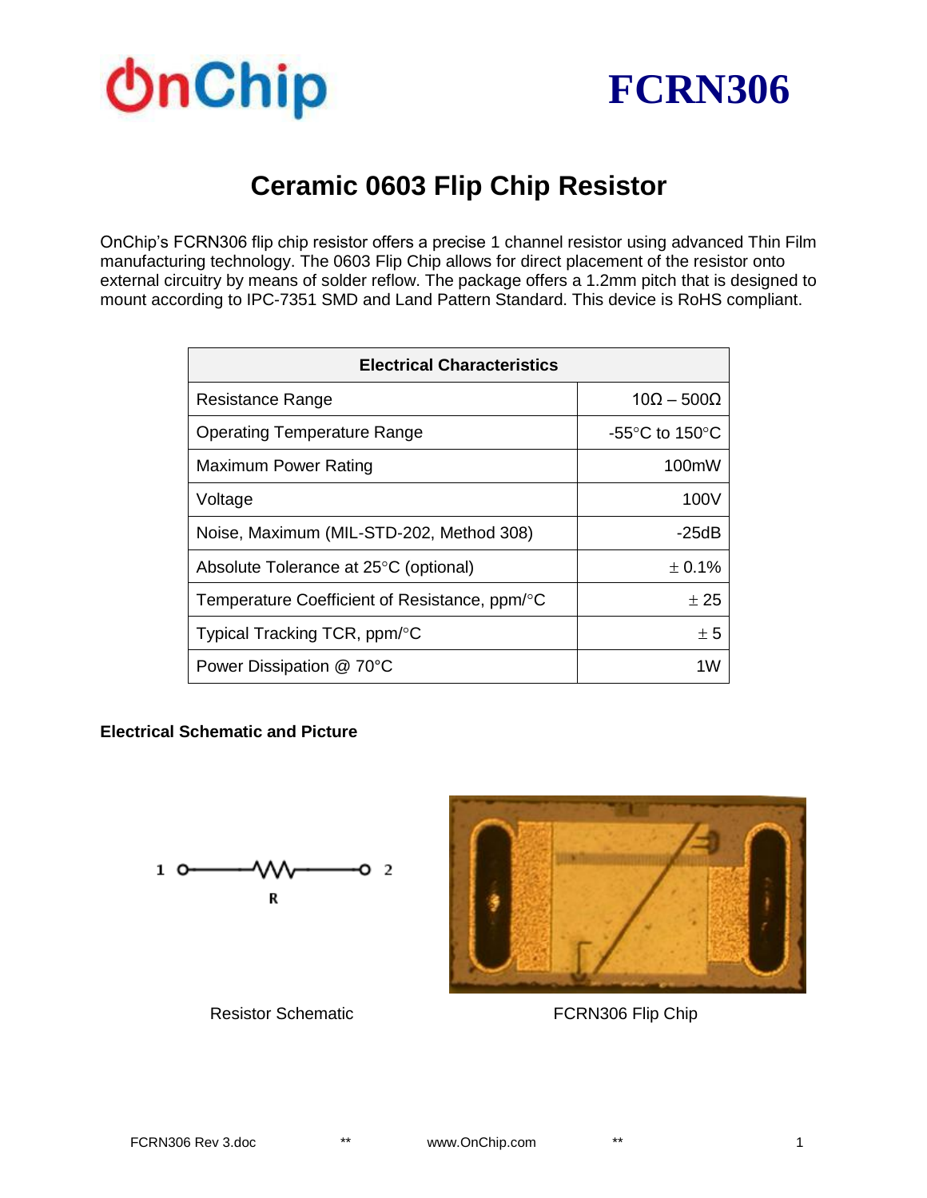OnChip

# FCRN306

## Ceramic 0603 Flip Chip Resistor

OnChip's FCRN306 flip chip resistor offers a precise 1 channel resistor using advanced Thin Film manufacturing technology. The 0603 Flip Chip allows for direct placement of the resistor onto external circuitry by means of solder reflow. The package offers a 1.2mm pitch that is designed to mount according to IPC-7351 SMD and Land Pattern Standard. This device is RoHS compliant.

| Electrical Characteristics | |
|---|---|
| Resistance Range | 10Ω – 500Ω |
| Operating Temperature Range | -55°C to 150°C |
| Maximum Power Rating | 100mW |
| Voltage | 100V |
| Noise, Maximum (MIL-STD-202, Method 308) | -25dB |
| Absolute Tolerance at 25°C (optional) | ± 0.1% |
| Temperature Coefficient of Resistance, ppm/°C | ± 25 |
| Typical Tracking TCR, ppm/°C | ± 5 |
| Power Dissipation @ 70°C | 1W |

**Electrical Schematic and Picture**

1 —R— 2

Resistor Schematic

FCRN306 Flip Chip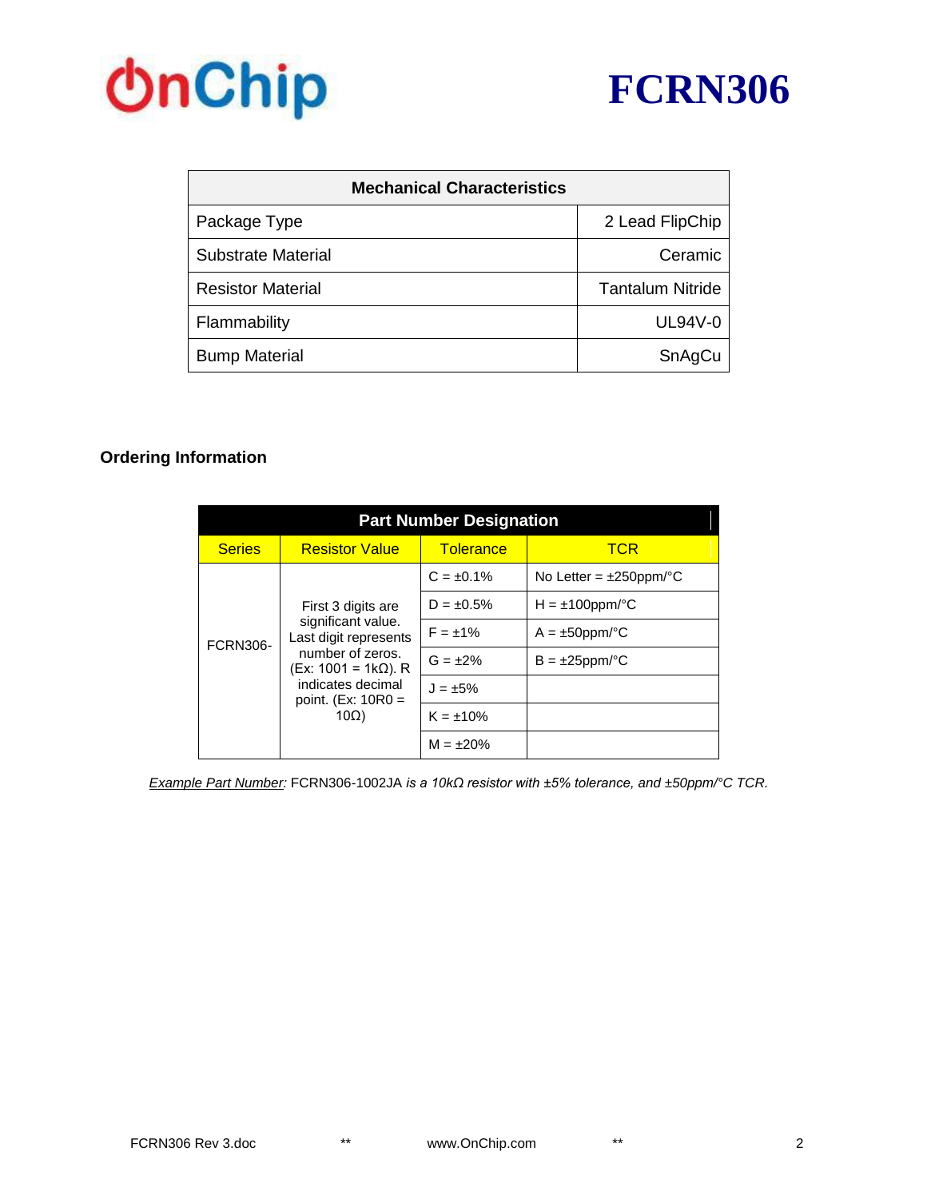# FCRN306

| Mechanical Characteristics | |
|---|---|
| Package Type | 2 Lead FlipChip |
| Substrate Material | Ceramic |
| Resistor Material | Tantalum Nitride |
| Flammability | UL94V-0 |
| Bump Material | SnAgCu |

### Ordering Information

| Part Number Designation | | | |
|---|---|---|---|
| Series | Resistor Value | Tolerance | TCR |
| FCRN306- | First 3 digits are significant value. Last digit represents number of zeros. (Ex: 1001 = 1kΩ). R indicates decimal point. (Ex: 10R0 = 10Ω) | C = ±0.1% | No Letter = ±250ppm/°C |
| | | D = ±0.5% | H = ±100ppm/°C |
| | | F = ±1% | A = ±50ppm/°C |
| | | G = ±2% | B = ±25ppm/°C |
| | | J = ±5% | |
| | | K = ±10% | |
| | | M = ±20% | |

*Example Part Number:* FCRN306-1002JA *is a 10kΩ resistor with ±5% tolerance, and ±50ppm/°C TCR.*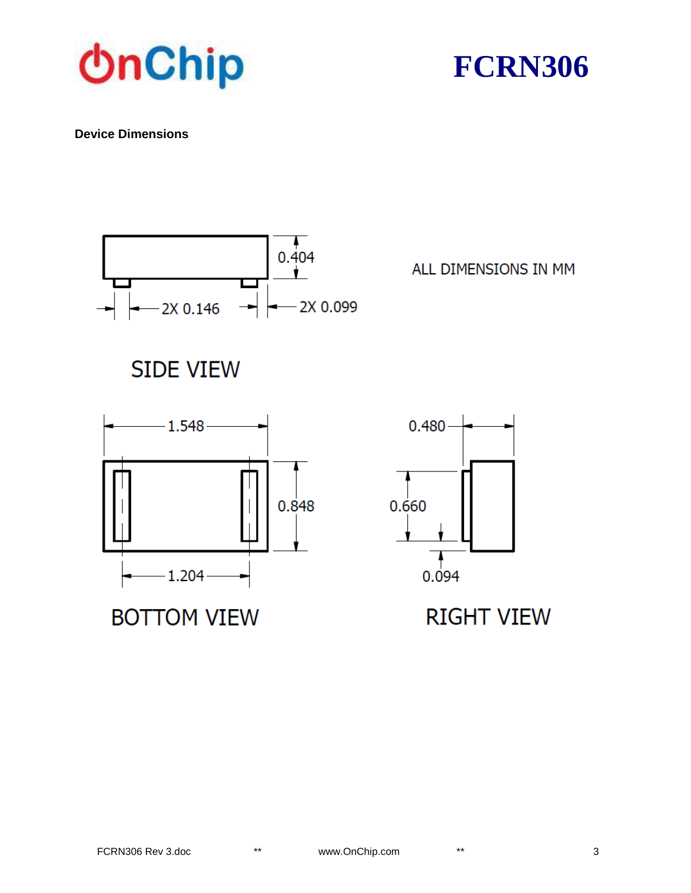**Device Dimensions**

0.404

2X 0.146

2X 0.099

ALL DIMENSIONS IN MM

SIDE VIEW

1.548

0.848

1.204

BOTTOM VIEW

0.480

0.660

0.094

RIGHT VIEW